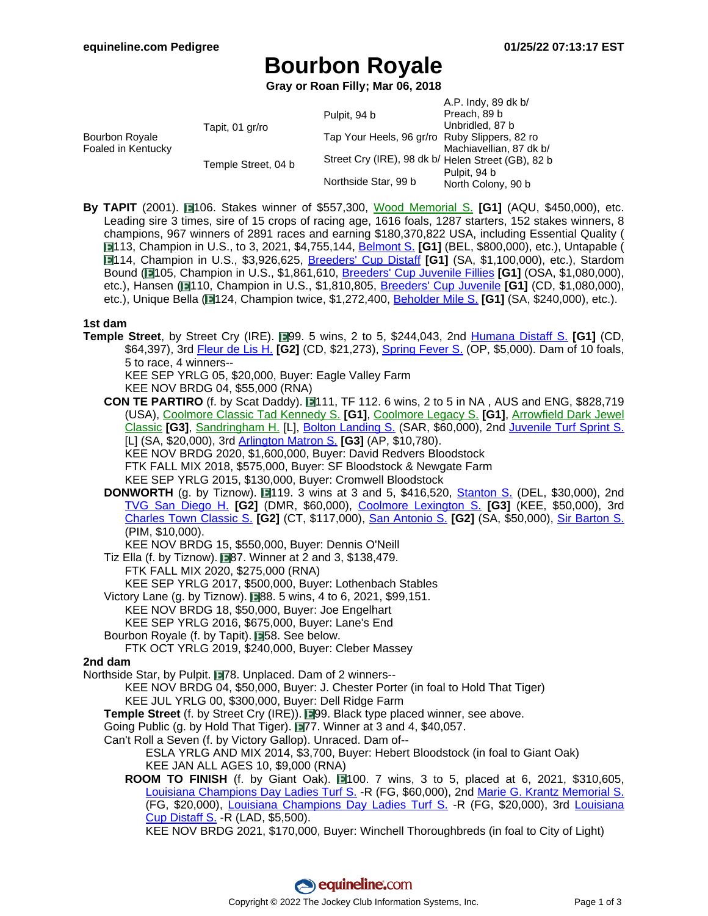# Bourbon Royale

**Gray or Roan Filly; Mar 06, 2018**

| | | | |
|---|---|---|---|
| Bourbon Royale Foaled in Kentucky | Tapit, 01 gr/ro | Pulpit, 94 b | A.P. Indy, 89 dk b/ |
| | | | Preach, 89 b |
| | | Tap Your Heels, 96 gr/ro | Unbridled, 87 b |
| | | | Ruby Slippers, 82 ro |
| | Temple Street, 04 b | Street Cry (IRE), 98 dk b/ | Machiavellian, 87 dk b/ |
| | | | Helen Street (GB), 82 b |
| | | Northside Star, 99 b | Pulpit, 94 b |
| | | | North Colony, 90 b |

**By TAPIT** (2001). 106. Stakes winner of $557,300, Wood Memorial S. **[G1]** (AQU, $450,000), etc. Leading sire 3 times, sire of 15 crops of racing age, 1616 foals, 1287 starters, 152 stakes winners, 8 champions, 967 winners of 2891 races and earning $180,370,822 USA, including Essential Quality (113, Champion in U.S., to 3, 2021, $4,755,144, Belmont S. **[G1]** (BEL, $800,000), etc.), Untapable (114, Champion in U.S., $3,926,625, Breeders' Cup Distaff **[G1]** (SA, $1,100,000), etc.), Stardom Bound (105, Champion in U.S., $1,861,610, Breeders' Cup Juvenile Fillies **[G1]** (OSA, $1,080,000), etc.), Hansen (110, Champion in U.S., $1,810,805, Breeders' Cup Juvenile **[G1]** (CD, $1,080,000), etc.), Unique Bella (124, Champion twice, $1,272,400, Beholder Mile S. **[G1]** (SA, $240,000), etc.).

### 1st dam

**Temple Street**, by Street Cry (IRE). 99. 5 wins, 2 to 5, $244,043, 2nd Humana Distaff S. **[G1]** (CD, $64,397), 3rd Fleur de Lis H. **[G2]** (CD, $21,273), Spring Fever S. (OP, $5,000). Dam of 10 foals, 5 to race, 4 winners--

KEE SEP YRLG 05, $20,000, Buyer: Eagle Valley Farm
KEE NOV BRDG 04, $55,000 (RNA)

**CON TE PARTIRO** (f. by Scat Daddy). 111, TF 112. 6 wins, 2 to 5 in NA , AUS and ENG, $828,719 (USA), Coolmore Classic Tad Kennedy S. **[G1]**, Coolmore Legacy S. **[G1]**, Arrowfield Dark Jewel Classic **[G3]**, Sandringham H. [L], Bolton Landing S. (SAR, $60,000), 2nd Juvenile Turf Sprint S. [L] (SA, $20,000), 3rd Arlington Matron S. **[G3]** (AP, $10,780).
KEE NOV BRDG 2020, $1,600,000, Buyer: David Redvers Bloodstock
FTK FALL MIX 2018, $575,000, Buyer: SF Bloodstock & Newgate Farm
KEE SEP YRLG 2015, $130,000, Buyer: Cromwell Bloodstock

**DONWORTH** (g. by Tiznow). 119. 3 wins at 3 and 5, $416,520, Stanton S. (DEL, $30,000), 2nd TVG San Diego H. **[G2]** (DMR, $60,000), Coolmore Lexington S. **[G3]** (KEE, $50,000), 3rd Charles Town Classic S. **[G2]** (CT, $117,000), San Antonio S. **[G2]** (SA, $50,000), Sir Barton S. (PIM, $10,000).
KEE NOV BRDG 15, $550,000, Buyer: Dennis O'Neill

Tiz Ella (f. by Tiznow). 87. Winner at 2 and 3, $138,479.
FTK FALL MIX 2020, $275,000 (RNA)
KEE SEP YRLG 2017, $500,000, Buyer: Lothenbach Stables

Victory Lane (g. by Tiznow). 88. 5 wins, 4 to 6, 2021, $99,151.
KEE NOV BRDG 18, $50,000, Buyer: Joe Engelhart
KEE SEP YRLG 2016, $675,000, Buyer: Lane's End

Bourbon Royale (f. by Tapit). 58. See below.
FTK OCT YRLG 2019, $240,000, Buyer: Cleber Massey

### 2nd dam

Northside Star, by Pulpit. 78. Unplaced. Dam of 2 winners--
KEE NOV BRDG 04, $50,000, Buyer: J. Chester Porter (in foal to Hold That Tiger)
KEE JUL YRLG 00, $300,000, Buyer: Dell Ridge Farm

**Temple Street** (f. by Street Cry (IRE)). 99. Black type placed winner, see above.

Going Public (g. by Hold That Tiger). 77. Winner at 3 and 4, $40,057.

Can't Roll a Seven (f. by Victory Gallop). Unraced. Dam of--
ESLA YRLG AND MIX 2014, $3,700, Buyer: Hebert Bloodstock (in foal to Giant Oak)
KEE JAN ALL AGES 10, $9,000 (RNA)

**ROOM TO FINISH** (f. by Giant Oak). 100. 7 wins, 3 to 5, placed at 6, 2021, $310,605, Louisiana Champions Day Ladies Turf S. -R (FG, $60,000), 2nd Marie G. Krantz Memorial S. (FG, $20,000), Louisiana Champions Day Ladies Turf S. -R (FG, $20,000), 3rd Louisiana Cup Distaff S. -R (LAD, $5,500).
KEE NOV BRDG 2021, $170,000, Buyer: Winchell Thoroughbreds (in foal to City of Light)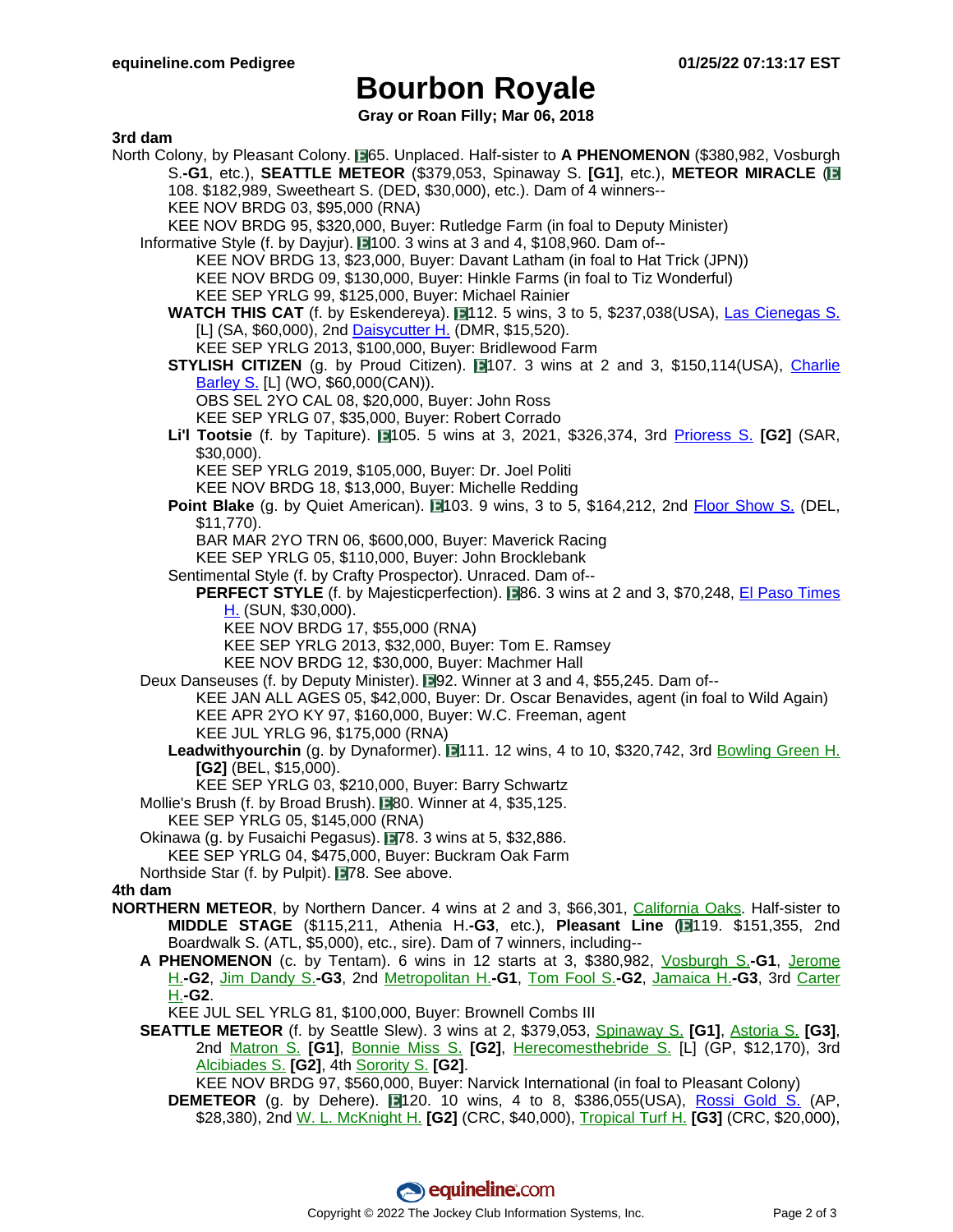# Bourbon Royale

**Gray or Roan Filly; Mar 06, 2018**

**3rd dam**

North Colony, by Pleasant Colony. E65. Unplaced. Half-sister to **A PHENOMENON** ($380,982, Vosburgh S.**-G1**, etc.), **SEATTLE METEOR** ($379,053, Spinaway S. **[G1]**, etc.), **METEOR MIRACLE** (E108. $182,989, Sweetheart S. (DED, $30,000), etc.). Dam of 4 winners--

KEE NOV BRDG 03, $95,000 (RNA)

KEE NOV BRDG 95, $320,000, Buyer: Rutledge Farm (in foal to Deputy Minister)

- Informative Style (f. by Dayjur). E100. 3 wins at 3 and 4, $108,960. Dam of--

  KEE NOV BRDG 13, $23,000, Buyer: Davant Latham (in foal to Hat Trick (JPN))

  KEE NOV BRDG 09, $130,000, Buyer: Hinkle Farms (in foal to Tiz Wonderful)

  KEE SEP YRLG 99, $125,000, Buyer: Michael Rainier

  - **WATCH THIS CAT** (f. by Eskendereya). E112. 5 wins, 3 to 5, $237,038(USA), Las Cienegas S. [L] (SA, $60,000), 2nd Daisycutter H. (DMR, $15,520).

    KEE SEP YRLG 2013, $100,000, Buyer: Bridlewood Farm

  - **STYLISH CITIZEN** (g. by Proud Citizen). E107. 3 wins at 2 and 3, $150,114(USA), Charlie Barley S. [L] (WO, $60,000(CAN)).

    OBS SEL 2YO CAL 08, $20,000, Buyer: John Ross

    KEE SEP YRLG 07, $35,000, Buyer: Robert Corrado

  - **Li'l Tootsie** (f. by Tapiture). E105. 5 wins at 3, 2021, $326,374, 3rd Prioress S. **[G2]** (SAR, $30,000).

    KEE SEP YRLG 2019, $105,000, Buyer: Dr. Joel Politi

    KEE NOV BRDG 18, $13,000, Buyer: Michelle Redding

  - **Point Blake** (g. by Quiet American). E103. 9 wins, 3 to 5, $164,212, 2nd Floor Show S. (DEL, $11,770).

    BAR MAR 2YO TRN 06, $600,000, Buyer: Maverick Racing

    KEE SEP YRLG 05, $110,000, Buyer: John Brocklebank

  - Sentimental Style (f. by Crafty Prospector). Unraced. Dam of--

    - **PERFECT STYLE** (f. by Majesticperfection). E86. 3 wins at 2 and 3, $70,248, El Paso Times H. (SUN, $30,000).

      KEE NOV BRDG 17, $55,000 (RNA)

      KEE SEP YRLG 2013, $32,000, Buyer: Tom E. Ramsey

      KEE NOV BRDG 12, $30,000, Buyer: Machmer Hall

- Deux Danseuses (f. by Deputy Minister). E92. Winner at 3 and 4, $55,245. Dam of--

  KEE JAN ALL AGES 05, $42,000, Buyer: Dr. Oscar Benavides, agent (in foal to Wild Again)

  KEE APR 2YO KY 97, $160,000, Buyer: W.C. Freeman, agent

  KEE JUL YRLG 96, $175,000 (RNA)

  - **Leadwithyourchin** (g. by Dynaformer). E111. 12 wins, 4 to 10, $320,742, 3rd Bowling Green H. **[G2]** (BEL, $15,000).

    KEE SEP YRLG 03, $210,000, Buyer: Barry Schwartz

- Mollie's Brush (f. by Broad Brush). E80. Winner at 4, $35,125.

  KEE SEP YRLG 05, $145,000 (RNA)

- Okinawa (g. by Fusaichi Pegasus). E78. 3 wins at 5, $32,886.

  KEE SEP YRLG 04, $475,000, Buyer: Buckram Oak Farm

- Northside Star (f. by Pulpit). E78. See above.

**4th dam**

**NORTHERN METEOR**, by Northern Dancer. 4 wins at 2 and 3, $66,301, California Oaks. Half-sister to **MIDDLE STAGE** ($115,211, Athenia H.**-G3**, etc.), **Pleasant Line** (E119. $151,355, 2nd Boardwalk S. (ATL, $5,000), etc., sire). Dam of 7 winners, including--

- **A PHENOMENON** (c. by Tentam). 6 wins in 12 starts at 3, $380,982, Vosburgh S.**-G1**, Jerome H.**-G2**, Jim Dandy S.**-G3**, 2nd Metropolitan H.**-G1**, Tom Fool S.**-G2**, Jamaica H.**-G3**, 3rd Carter H.**-G2**.

  KEE JUL SEL YRLG 81, $100,000, Buyer: Brownell Combs III

- **SEATTLE METEOR** (f. by Seattle Slew). 3 wins at 2, $379,053, Spinaway S. **[G1]**, Astoria S. **[G3]**, 2nd Matron S. **[G1]**, Bonnie Miss S. **[G2]**, Herecomesthebride S. [L] (GP, $12,170), 3rd Alcibiades S. **[G2]**, 4th Sorority S. **[G2]**.

  KEE NOV BRDG 97, $560,000, Buyer: Narvick International (in foal to Pleasant Colony)

  - **DEMETEOR** (g. by Dehere). E120. 10 wins, 4 to 8, $386,055(USA), Rossi Gold S. (AP, $28,380), 2nd W. L. McKnight H. **[G2]** (CRC, $40,000), Tropical Turf H. **[G3]** (CRC, $20,000),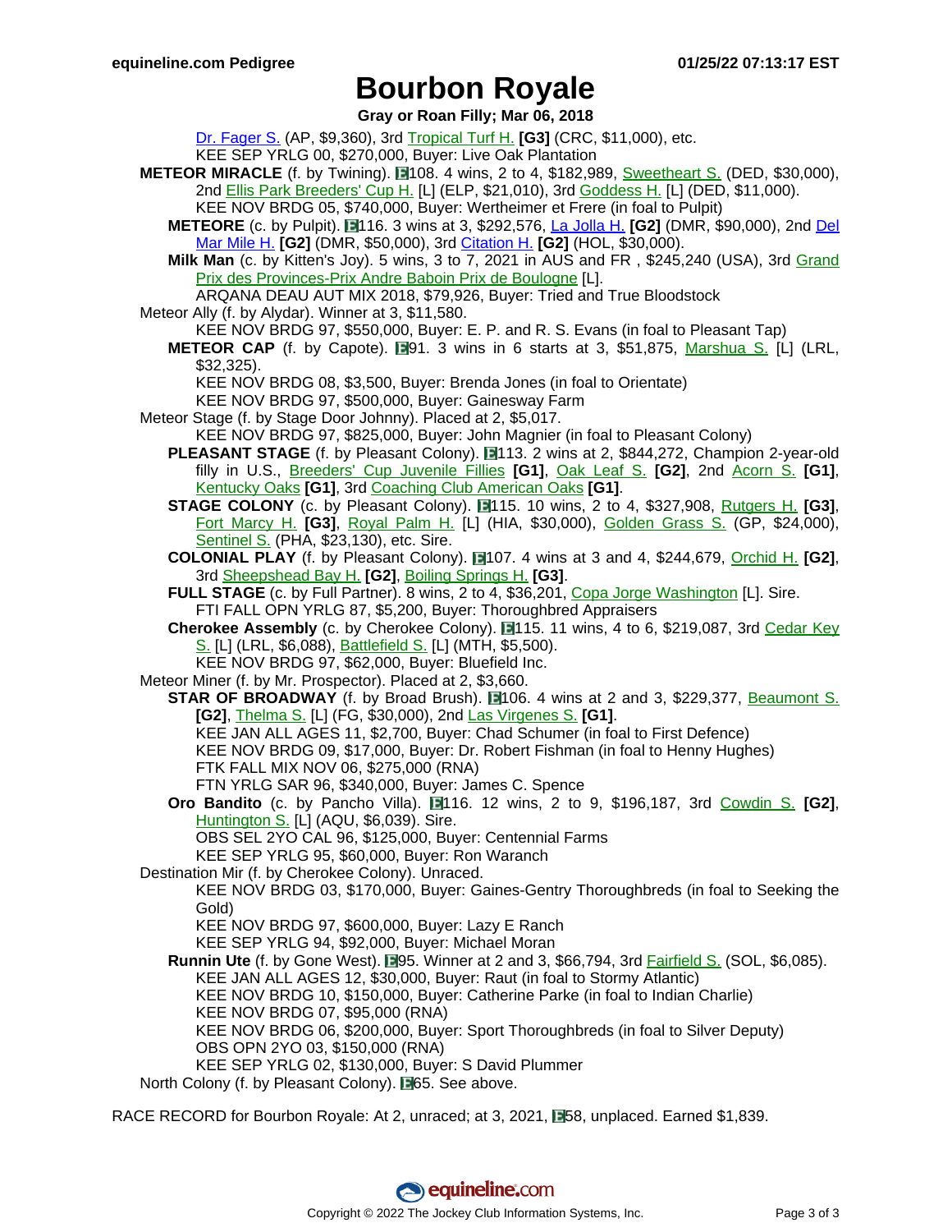# Bourbon Royale

**Gray or Roan Filly; Mar 06, 2018**

Dr. Fager S. (AP, $9,360), 3rd Tropical Turf H. **[G3]** (CRC, $11,000), etc.
KEE SEP YRLG 00, $270,000, Buyer: Live Oak Plantation

**METEOR MIRACLE** (f. by Twining). E108. 4 wins, 2 to 4, $182,989, Sweetheart S. (DED, $30,000), 2nd Ellis Park Breeders' Cup H. [L] (ELP, $21,010), 3rd Goddess H. [L] (DED, $11,000).
KEE NOV BRDG 05, $740,000, Buyer: Wertheimer et Frere (in foal to Pulpit)

**METEORE** (c. by Pulpit). E116. 3 wins at 3, $292,576, La Jolla H. **[G2]** (DMR, $90,000), 2nd Del Mar Mile H. **[G2]** (DMR, $50,000), 3rd Citation H. **[G2]** (HOL, $30,000).

**Milk Man** (c. by Kitten's Joy). 5 wins, 3 to 7, 2021 in AUS and FR , $245,240 (USA), 3rd Grand Prix des Provinces-Prix Andre Baboin Prix de Boulogne [L].
ARQANA DEAU AUT MIX 2018, $79,926, Buyer: Tried and True Bloodstock

Meteor Ally (f. by Alydar). Winner at 3, $11,580.
KEE NOV BRDG 97, $550,000, Buyer: E. P. and R. S. Evans (in foal to Pleasant Tap)

**METEOR CAP** (f. by Capote). E91. 3 wins in 6 starts at 3, $51,875, Marshua S. [L] (LRL, $32,325).
KEE NOV BRDG 08, $3,500, Buyer: Brenda Jones (in foal to Orientate)
KEE NOV BRDG 97, $500,000, Buyer: Gainesway Farm

Meteor Stage (f. by Stage Door Johnny). Placed at 2, $5,017.
KEE NOV BRDG 97, $825,000, Buyer: John Magnier (in foal to Pleasant Colony)

**PLEASANT STAGE** (f. by Pleasant Colony). E113. 2 wins at 2, $844,272, Champion 2-year-old filly in U.S., Breeders' Cup Juvenile Fillies **[G1]**, Oak Leaf S. **[G2]**, 2nd Acorn S. **[G1]**, Kentucky Oaks **[G1]**, 3rd Coaching Club American Oaks **[G1]**.

**STAGE COLONY** (c. by Pleasant Colony). E115. 10 wins, 2 to 4, $327,908, Rutgers H. **[G3]**, Fort Marcy H. **[G3]**, Royal Palm H. [L] (HIA, $30,000), Golden Grass S. (GP, $24,000), Sentinel S. (PHA, $23,130), etc. Sire.

**COLONIAL PLAY** (f. by Pleasant Colony). E107. 4 wins at 3 and 4, $244,679, Orchid H. **[G2]**, 3rd Sheepshead Bay H. **[G2]**, Boiling Springs H. **[G3]**.

**FULL STAGE** (c. by Full Partner). 8 wins, 2 to 4, $36,201, Copa Jorge Washington [L]. Sire.
FTI FALL OPN YRLG 87, $5,200, Buyer: Thoroughbred Appraisers

**Cherokee Assembly** (c. by Cherokee Colony). E115. 11 wins, 4 to 6, $219,087, 3rd Cedar Key S. [L] (LRL, $6,088), Battlefield S. [L] (MTH, $5,500).
KEE NOV BRDG 97, $62,000, Buyer: Bluefield Inc.

Meteor Miner (f. by Mr. Prospector). Placed at 2, $3,660.

**STAR OF BROADWAY** (f. by Broad Brush). E106. 4 wins at 2 and 3, $229,377, Beaumont S. **[G2]**, Thelma S. [L] (FG, $30,000), 2nd Las Virgenes S. **[G1]**.
KEE JAN ALL AGES 11, $2,700, Buyer: Chad Schumer (in foal to First Defence)
KEE NOV BRDG 09, $17,000, Buyer: Dr. Robert Fishman (in foal to Henny Hughes)
FTK FALL MIX NOV 06, $275,000 (RNA)
FTN YRLG SAR 96, $340,000, Buyer: James C. Spence

**Oro Bandito** (c. by Pancho Villa). E116. 12 wins, 2 to 9, $196,187, 3rd Cowdin S. **[G2]**, Huntington S. [L] (AQU, $6,039). Sire.
OBS SEL 2YO CAL 96, $125,000, Buyer: Centennial Farms
KEE SEP YRLG 95, $60,000, Buyer: Ron Waranch

Destination Mir (f. by Cherokee Colony). Unraced.
KEE NOV BRDG 03, $170,000, Buyer: Gaines-Gentry Thoroughbreds (in foal to Seeking the Gold)
KEE NOV BRDG 97, $600,000, Buyer: Lazy E Ranch
KEE SEP YRLG 94, $92,000, Buyer: Michael Moran

**Runnin Ute** (f. by Gone West). E95. Winner at 2 and 3, $66,794, 3rd Fairfield S. (SOL, $6,085).
KEE JAN ALL AGES 12, $30,000, Buyer: Raut (in foal to Stormy Atlantic)
KEE NOV BRDG 10, $150,000, Buyer: Catherine Parke (in foal to Indian Charlie)
KEE NOV BRDG 07, $95,000 (RNA)
KEE NOV BRDG 06, $200,000, Buyer: Sport Thoroughbreds (in foal to Silver Deputy)
OBS OPN 2YO 03, $150,000 (RNA)
KEE SEP YRLG 02, $130,000, Buyer: S David Plummer

North Colony (f. by Pleasant Colony). E65. See above.

RACE RECORD for Bourbon Royale: At 2, unraced; at 3, 2021, E58, unplaced. Earned $1,839.

Copyright © 2022 The Jockey Club Information Systems, Inc.